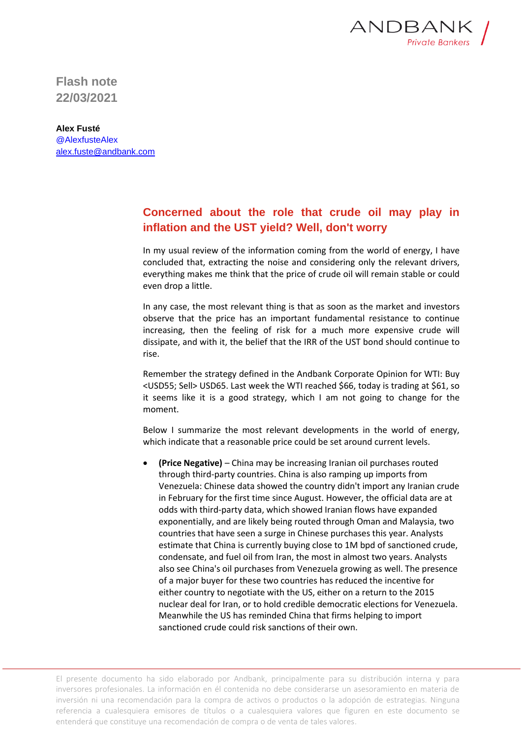ANDBANK
Private Bankers

**Flash note**
**22/03/2021**

**Alex Fusté**
@AlexfusteAlex
alex.fuste@andbank.com

## Concerned about the role that crude oil may play in inflation and the UST yield? Well, don't worry

In my usual review of the information coming from the world of energy, I have concluded that, extracting the noise and considering only the relevant drivers, everything makes me think that the price of crude oil will remain stable or could even drop a little.

In any case, the most relevant thing is that as soon as the market and investors observe that the price has an important fundamental resistance to continue increasing, then the feeling of risk for a much more expensive crude will dissipate, and with it, the belief that the IRR of the UST bond should continue to rise.

Remember the strategy defined in the Andbank Corporate Opinion for WTI: Buy <USD55; Sell> USD65. Last week the WTI reached $66, today is trading at $61, so it seems like it is a good strategy, which I am not going to change for the moment.

Below I summarize the most relevant developments in the world of energy, which indicate that a reasonable price could be set around current levels.

- **(Price Negative)** – China may be increasing Iranian oil purchases routed through third-party countries. China is also ramping up imports from Venezuela: Chinese data showed the country didn't import any Iranian crude in February for the first time since August. However, the official data are at odds with third-party data, which showed Iranian flows have expanded exponentially, and are likely being routed through Oman and Malaysia, two countries that have seen a surge in Chinese purchases this year. Analysts estimate that China is currently buying close to 1M bpd of sanctioned crude, condensate, and fuel oil from Iran, the most in almost two years. Analysts also see China's oil purchases from Venezuela growing as well. The presence of a major buyer for these two countries has reduced the incentive for either country to negotiate with the US, either on a return to the 2015 nuclear deal for Iran, or to hold credible democratic elections for Venezuela. Meanwhile the US has reminded China that firms helping to import sanctioned crude could risk sanctions of their own.

El presente documento ha sido elaborado por Andbank, principalmente para su distribución interna y para inversores profesionales. La información en él contenida no debe considerarse un asesoramiento en materia de inversión ni una recomendación para la compra de activos o productos o la adopción de estrategias. Ninguna referencia a cualesquiera emisores de títulos o a cualesquiera valores que figuren en este documento se entenderá que constituye una recomendación de compra o de venta de tales valores.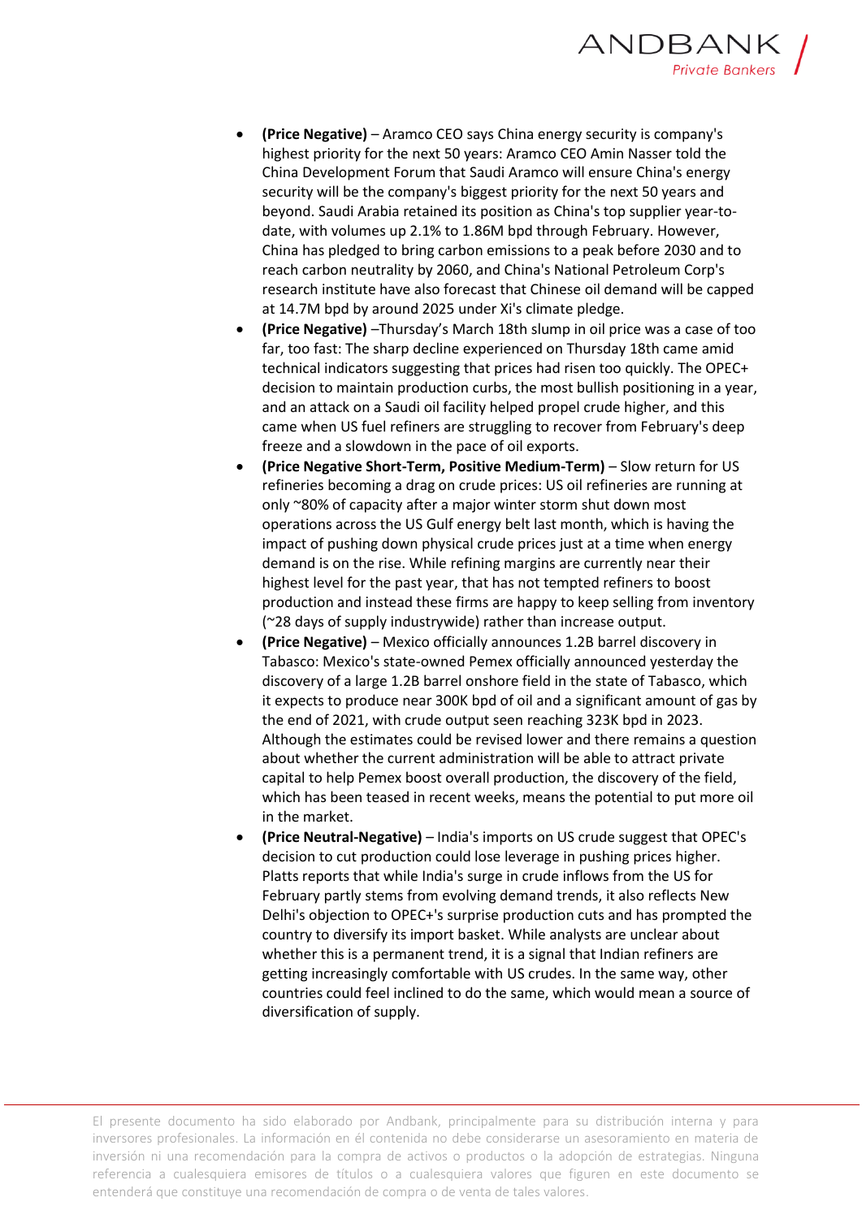- **(Price Negative)** – Aramco CEO says China energy security is company's highest priority for the next 50 years: Aramco CEO Amin Nasser told the China Development Forum that Saudi Aramco will ensure China's energy security will be the company's biggest priority for the next 50 years and beyond. Saudi Arabia retained its position as China's top supplier year-to-date, with volumes up 2.1% to 1.86M bpd through February. However, China has pledged to bring carbon emissions to a peak before 2030 and to reach carbon neutrality by 2060, and China's National Petroleum Corp's research institute have also forecast that Chinese oil demand will be capped at 14.7M bpd by around 2025 under Xi's climate pledge.
- **(Price Negative)** –Thursday's March 18th slump in oil price was a case of too far, too fast: The sharp decline experienced on Thursday 18th came amid technical indicators suggesting that prices had risen too quickly. The OPEC+ decision to maintain production curbs, the most bullish positioning in a year, and an attack on a Saudi oil facility helped propel crude higher, and this came when US fuel refiners are struggling to recover from February's deep freeze and a slowdown in the pace of oil exports.
- **(Price Negative Short-Term, Positive Medium-Term)** – Slow return for US refineries becoming a drag on crude prices: US oil refineries are running at only ~80% of capacity after a major winter storm shut down most operations across the US Gulf energy belt last month, which is having the impact of pushing down physical crude prices just at a time when energy demand is on the rise. While refining margins are currently near their highest level for the past year, that has not tempted refiners to boost production and instead these firms are happy to keep selling from inventory (~28 days of supply industrywide) rather than increase output.
- **(Price Negative)** – Mexico officially announces 1.2B barrel discovery in Tabasco: Mexico's state-owned Pemex officially announced yesterday the discovery of a large 1.2B barrel onshore field in the state of Tabasco, which it expects to produce near 300K bpd of oil and a significant amount of gas by the end of 2021, with crude output seen reaching 323K bpd in 2023. Although the estimates could be revised lower and there remains a question about whether the current administration will be able to attract private capital to help Pemex boost overall production, the discovery of the field, which has been teased in recent weeks, means the potential to put more oil in the market.
- **(Price Neutral-Negative)** – India's imports on US crude suggest that OPEC's decision to cut production could lose leverage in pushing prices higher. Platts reports that while India's surge in crude inflows from the US for February partly stems from evolving demand trends, it also reflects New Delhi's objection to OPEC+'s surprise production cuts and has prompted the country to diversify its import basket. While analysts are unclear about whether this is a permanent trend, it is a signal that Indian refiners are getting increasingly comfortable with US crudes. In the same way, other countries could feel inclined to do the same, which would mean a source of diversification of supply.